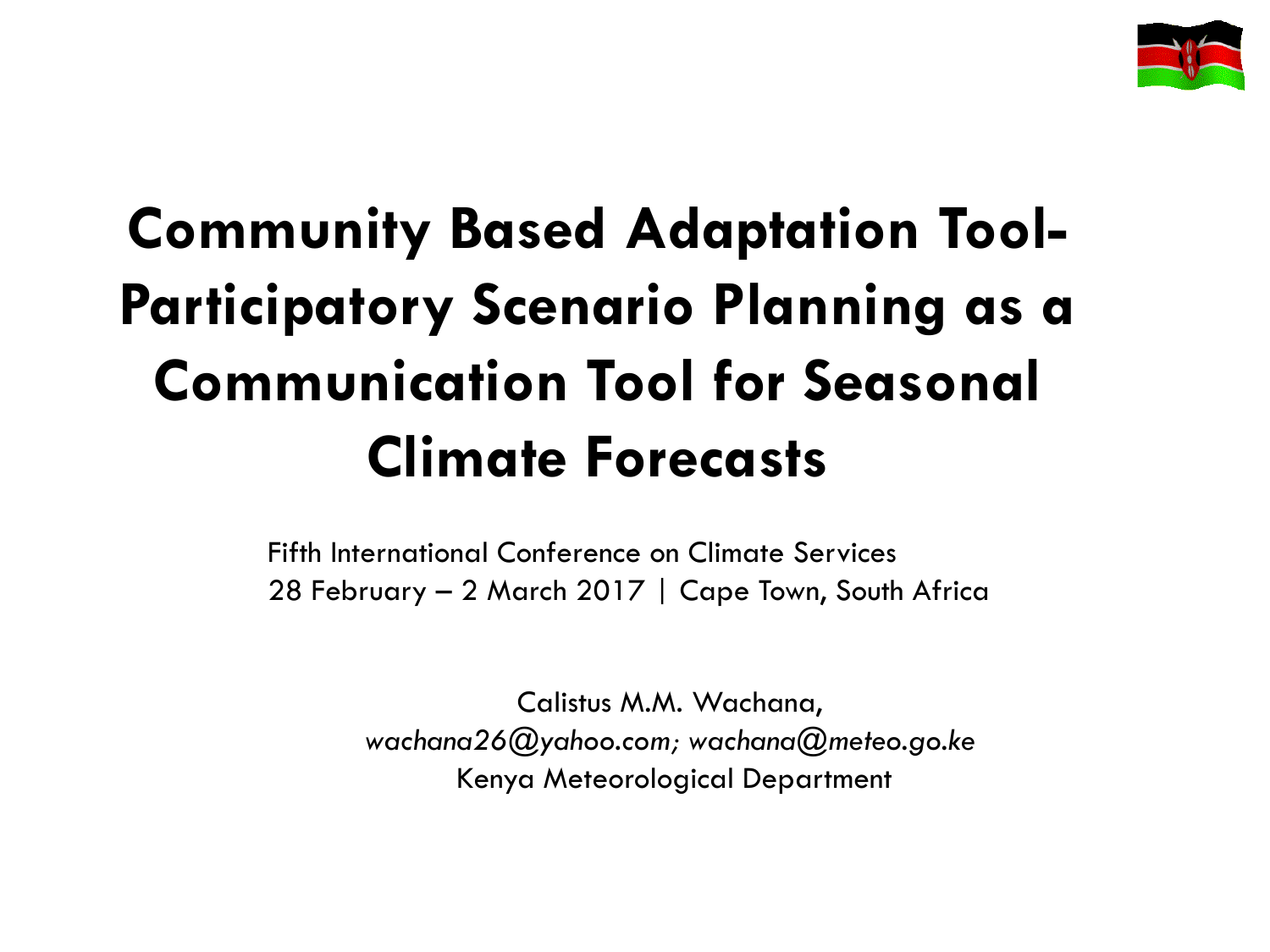# Community Based Adaptation Tool-Participatory Scenario Planning as a Communication Tool for Seasonal Climate Forecasts

Fifth International Conference on Climate Services
28 February – 2 March 2017 | Cape Town, South Africa

Calistus M.M. Wachana,
*wachana26@yahoo.com; wachana@meteo.go.ke*
Kenya Meteorological Department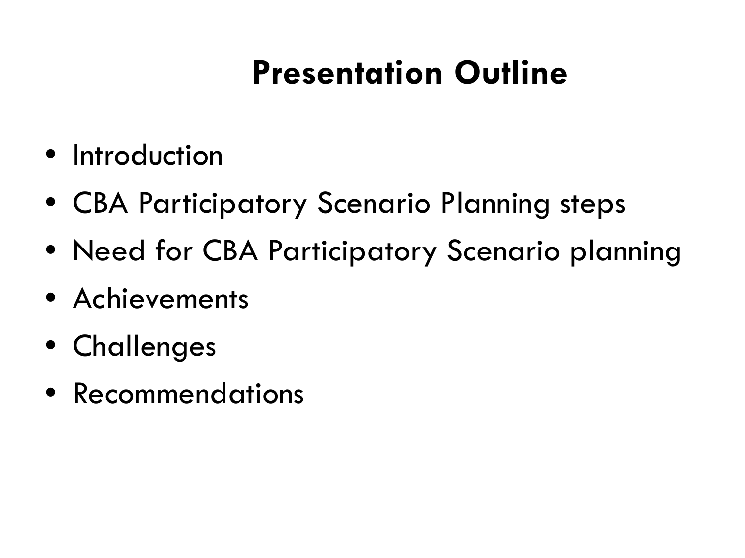# Presentation Outline

- Introduction
- CBA Participatory Scenario Planning steps
- Need for CBA Participatory Scenario planning
- Achievements
- Challenges
- Recommendations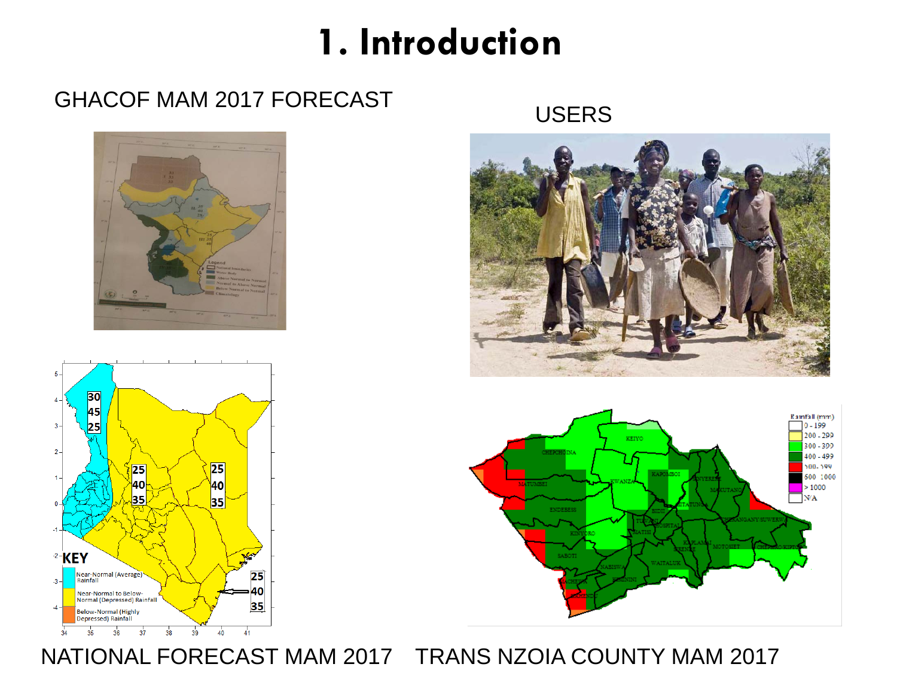# 1. Introduction

GHACOF MAM 2017 FORECAST

USERS

NATIONAL FORECAST MAM 2017

TRANS NZOIA COUNTY MAM 2017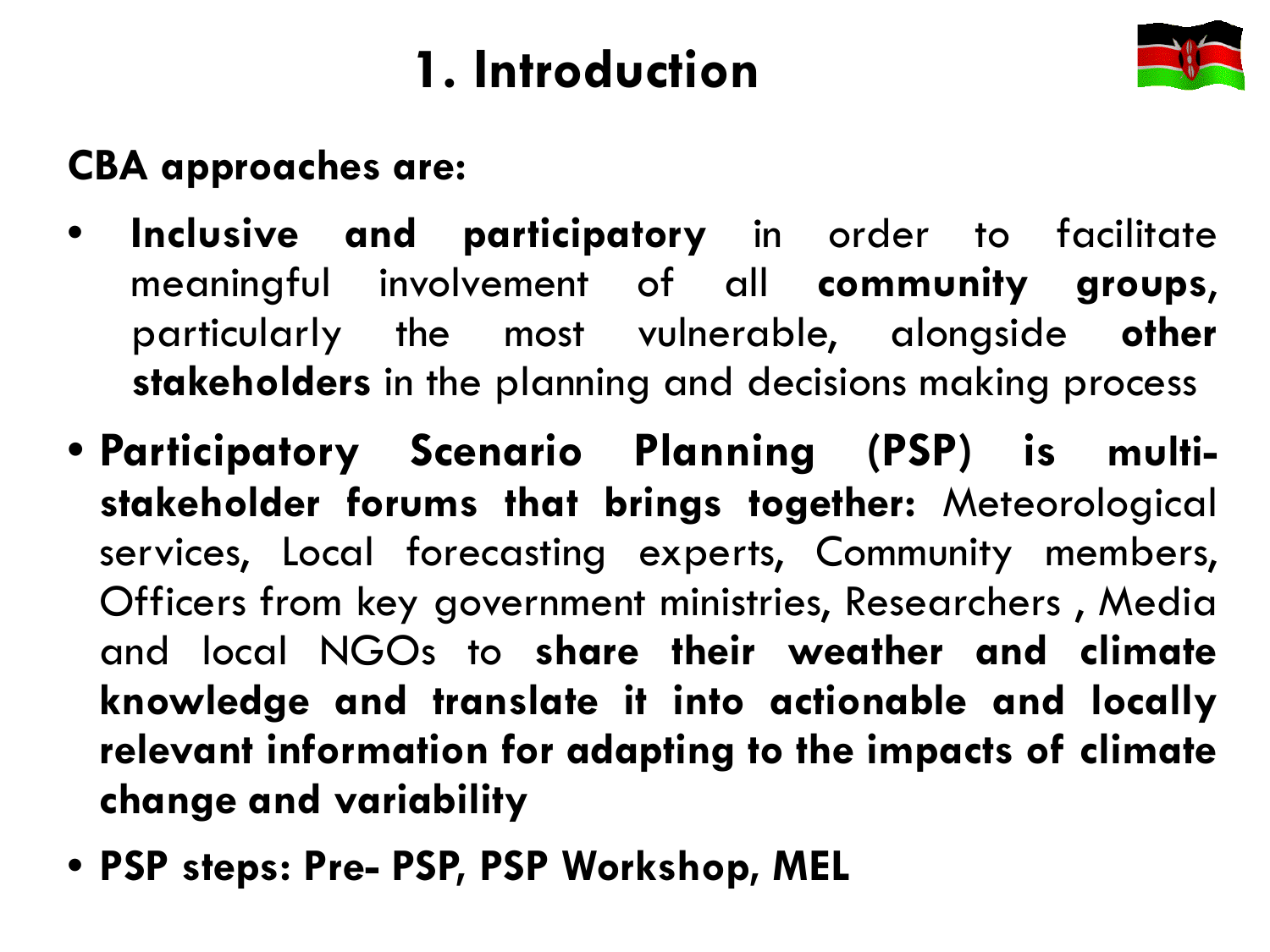# 1. Introduction

**CBA approaches are:**

- **Inclusive and participatory** in order to facilitate meaningful involvement of all **community groups,** particularly the most vulnerable, alongside **other stakeholders** in the planning and decisions making process
- **Participatory Scenario Planning (PSP) is multi-stakeholder forums that brings together:** Meteorological services, Local forecasting experts, Community members, Officers from key government ministries, Researchers , Media and local NGOs to **share their weather and climate knowledge and translate it into actionable and locally relevant information for adapting to the impacts of climate change and variability**
- **PSP steps: Pre- PSP, PSP Workshop, MEL**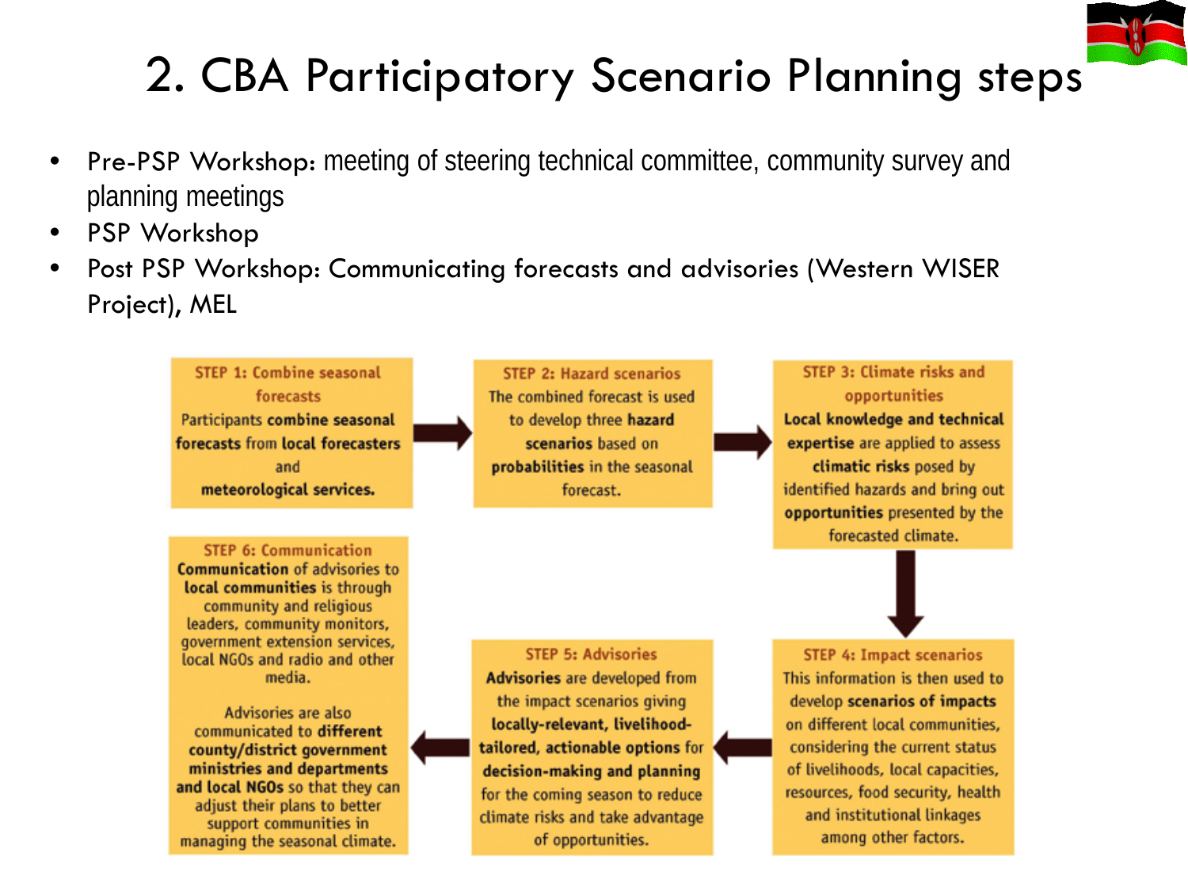# 2. CBA Participatory Scenario Planning steps

- Pre-PSP Workshop: meeting of steering technical committee, community survey and planning meetings
- PSP Workshop
- Post PSP Workshop: Communicating forecasts and advisories (Western WISER Project), MEL

**STEP 1: Combine seasonal forecasts**
Participants **combine seasonal forecasts** from **local forecasters** and **meteorological services.**

**STEP 2: Hazard scenarios**
The combined forecast is used to develop three **hazard scenarios** based on **probabilities** in the seasonal forecast.

**STEP 3: Climate risks and opportunities**
**Local knowledge and technical expertise** are applied to assess **climatic risks** posed by identified hazards and bring out **opportunities** presented by the forecasted climate.

**STEP 4: Impact scenarios**
This information is then used to develop **scenarios of impacts** on different local communities, considering the current status of livelihoods, local capacities, resources, food security, health and institutional linkages among other factors.

**STEP 5: Advisories**
**Advisories** are developed from the impact scenarios giving **locally-relevant, livelihood-tailored, actionable options** for **decision-making and planning** for the coming season to reduce climate risks and take advantage of opportunities.

**STEP 6: Communication**
**Communication** of advisories to **local communities** is through community and religious leaders, community monitors, government extension services, local NGOs and radio and other media.

Advisories are also communicated to **different county/district government ministries and departments and local NGOs** so that they can adjust their plans to better support communities in managing the seasonal climate.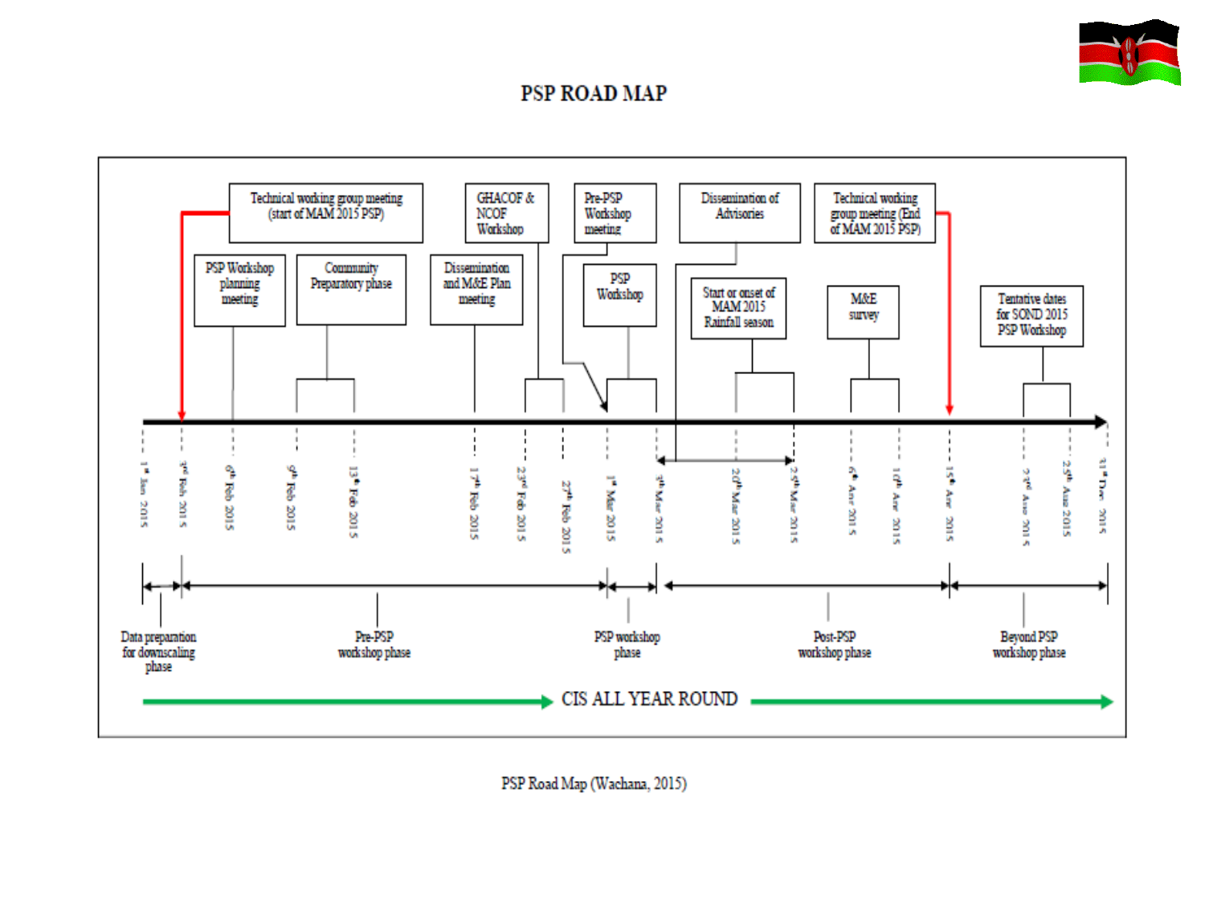# PSP ROAD MAP

Technical working group meeting (start of MAM 2015 PSP)

GHACOF & NCOF Workshop

Pre-PSP Workshop meeting

Dissemination of Advisories

Technical working group meeting (End of MAM 2015 PSP)

PSP Workshop planning meeting

Community Preparatory phase

Dissemination and M&E Plan meeting

PSP Workshop

Start or onset of MAM 2015 Rainfall season

M&E survey

Tentative dates for SOND 2015 PSP Workshop

1st Jan 2015 | 3rd Feb 2015 | 6th Feb 2015 | 9th Feb 2015 | 13th Feb 2015 | 17th Feb 2015 | 23rd Feb 2015 | 27th Feb 2015 | 1st Mar 2015 | 3rd Mar 2015 | 20th Mar 2015 | 25th Mar 2015 | 6th Apr 2015 | 10th Apr 2015 | 15th Apr 2015 | 2nd Aug 2015 | 25th Aug 2015 | 31st Dec 2015

Data preparation for downscaling phase

Pre-PSP workshop phase

PSP workshop phase

Post-PSP workshop phase

Beyond PSP workshop phase

CIS ALL YEAR ROUND

PSP Road Map (Wachana, 2015)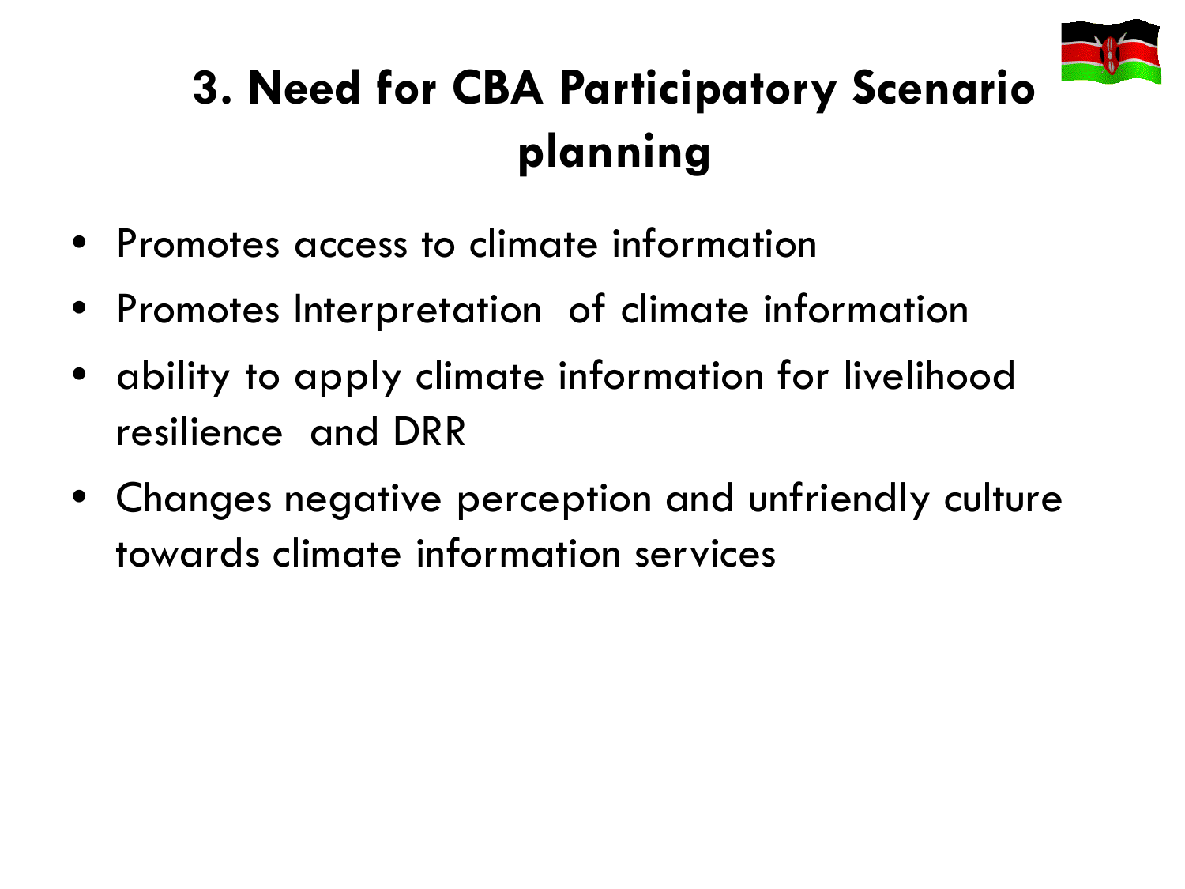# 3. Need for CBA Participatory Scenario planning

- Promotes access to climate information
- Promotes Interpretation  of climate information
- ability to apply climate information for livelihood resilience  and DRR
- Changes negative perception and unfriendly culture towards climate information services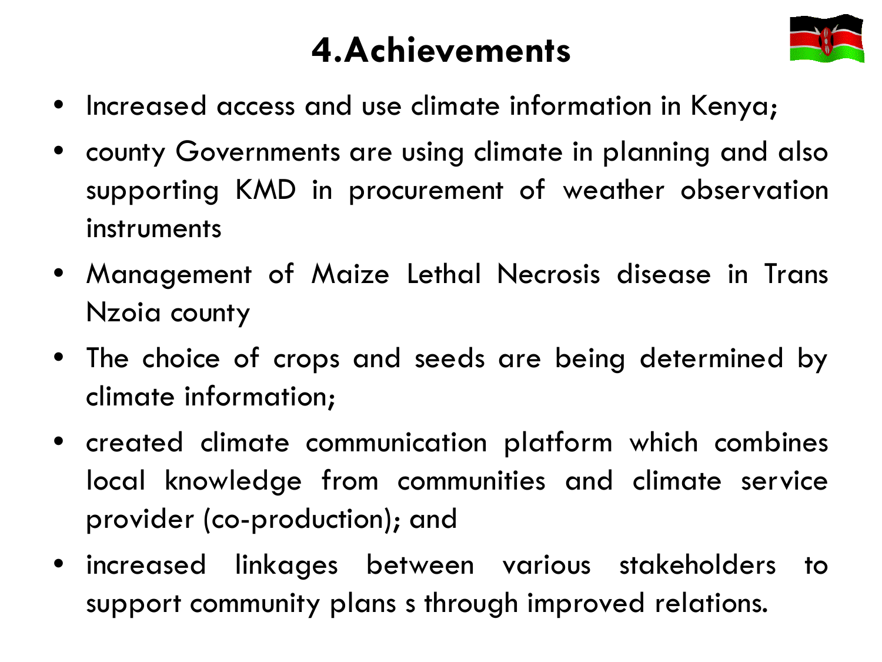# 4.Achievements

- Increased access and use climate information in Kenya;
- county Governments are using climate in planning and also supporting KMD in procurement of weather observation instruments
- Management of Maize Lethal Necrosis disease in Trans Nzoia county
- The choice of crops and seeds are being determined by climate information;
- created climate communication platform which combines local knowledge from communities and climate service provider (co-production); and
- increased linkages between various stakeholders to support community plans s through improved relations.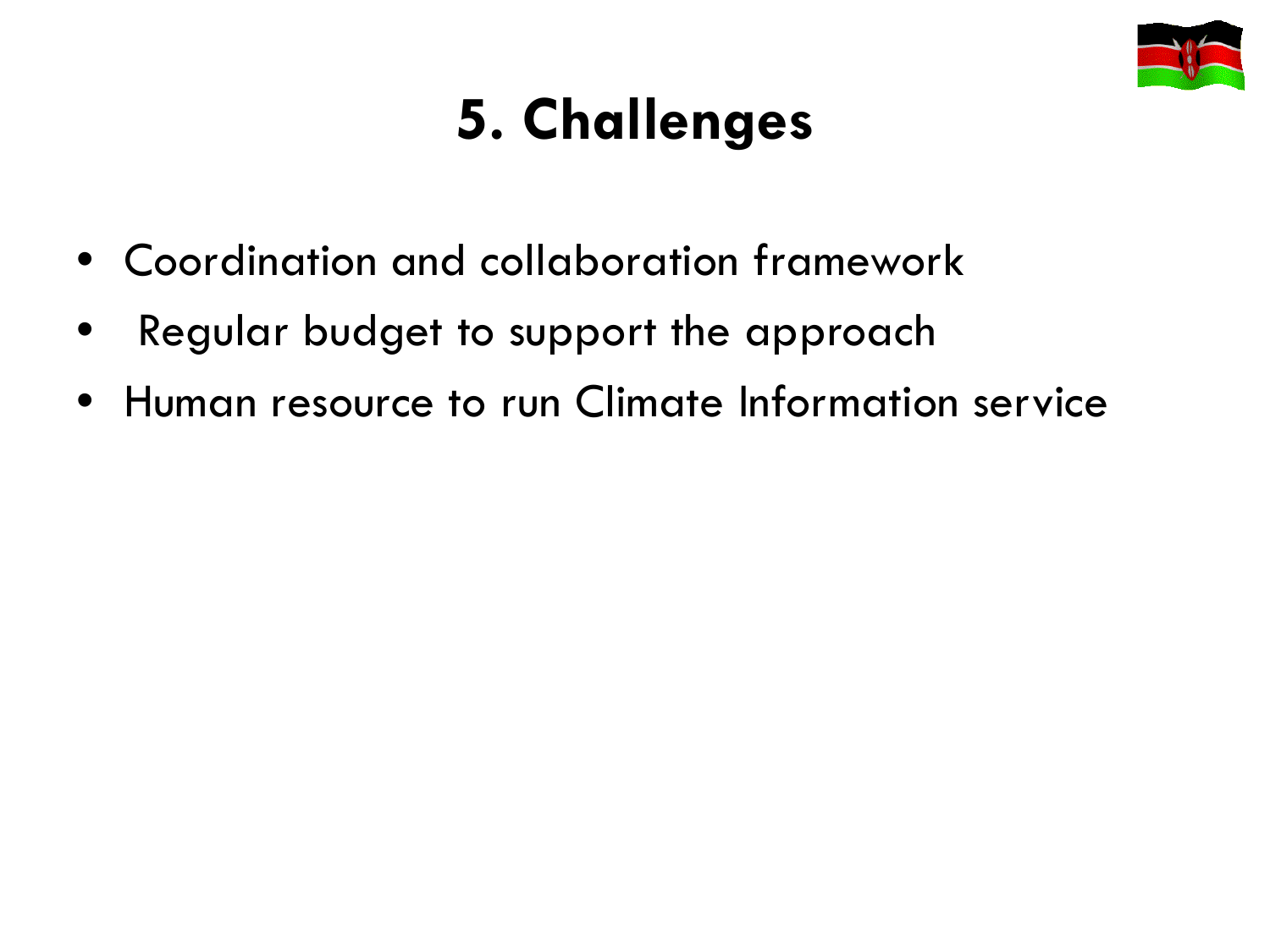# 5. Challenges

- Coordination and collaboration framework
- Regular budget to support the approach
- Human resource to run Climate Information service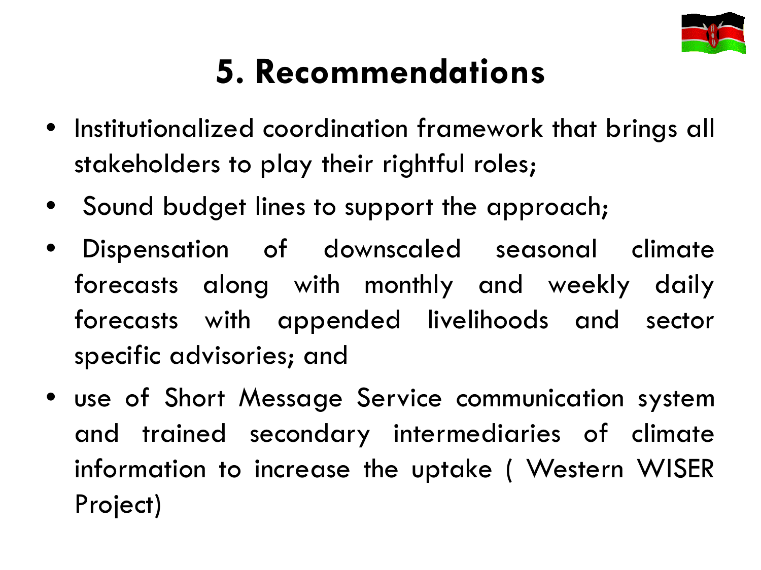# 5. Recommendations

- Institutionalized coordination framework that brings all stakeholders to play their rightful roles;
- Sound budget lines to support the approach;
- Dispensation of downscaled seasonal climate forecasts along with monthly and weekly daily forecasts with appended livelihoods and sector specific advisories; and
- use of Short Message Service communication system and trained secondary intermediaries of climate information to increase the uptake ( Western WISER Project)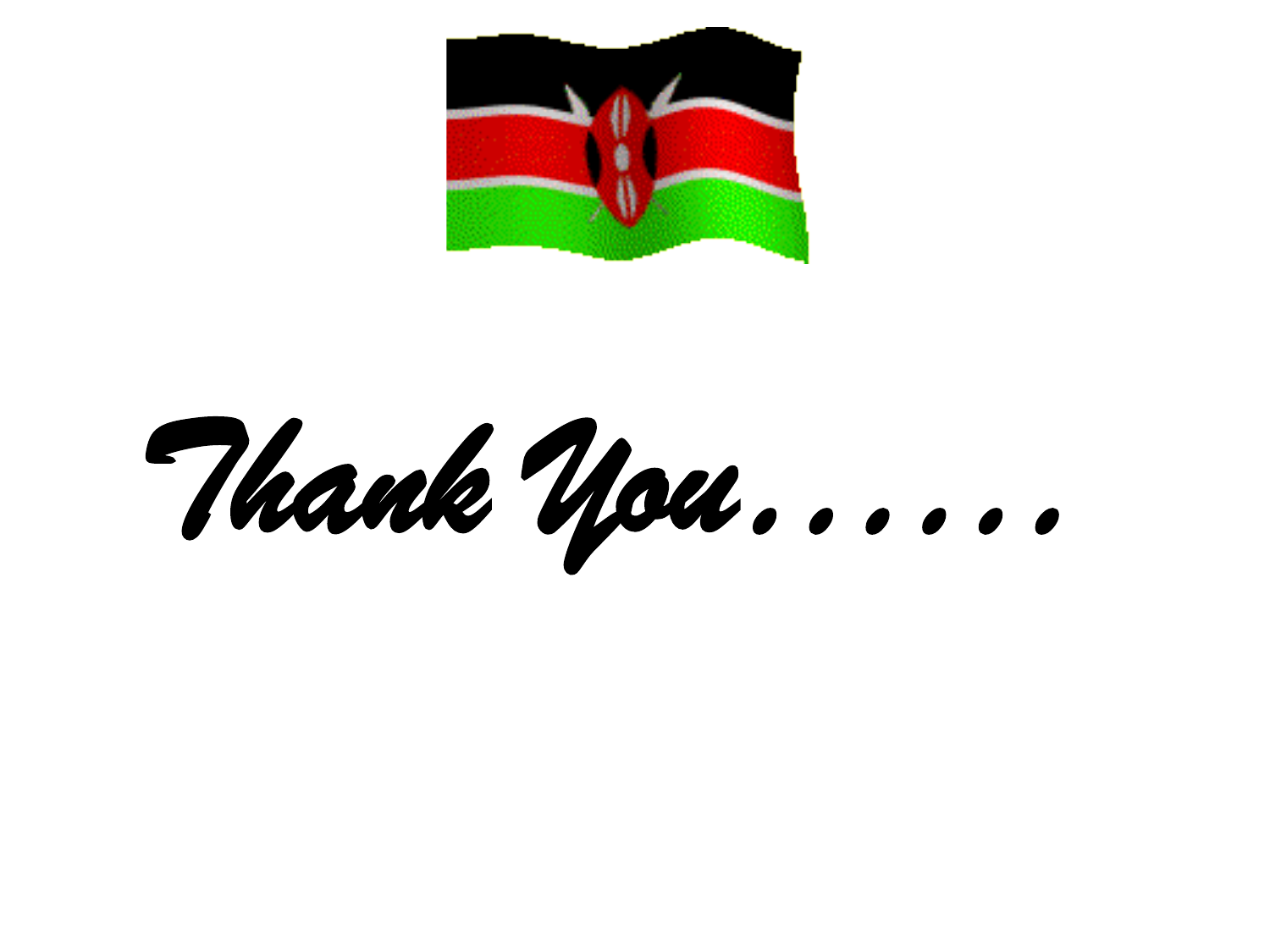*Thank You……*